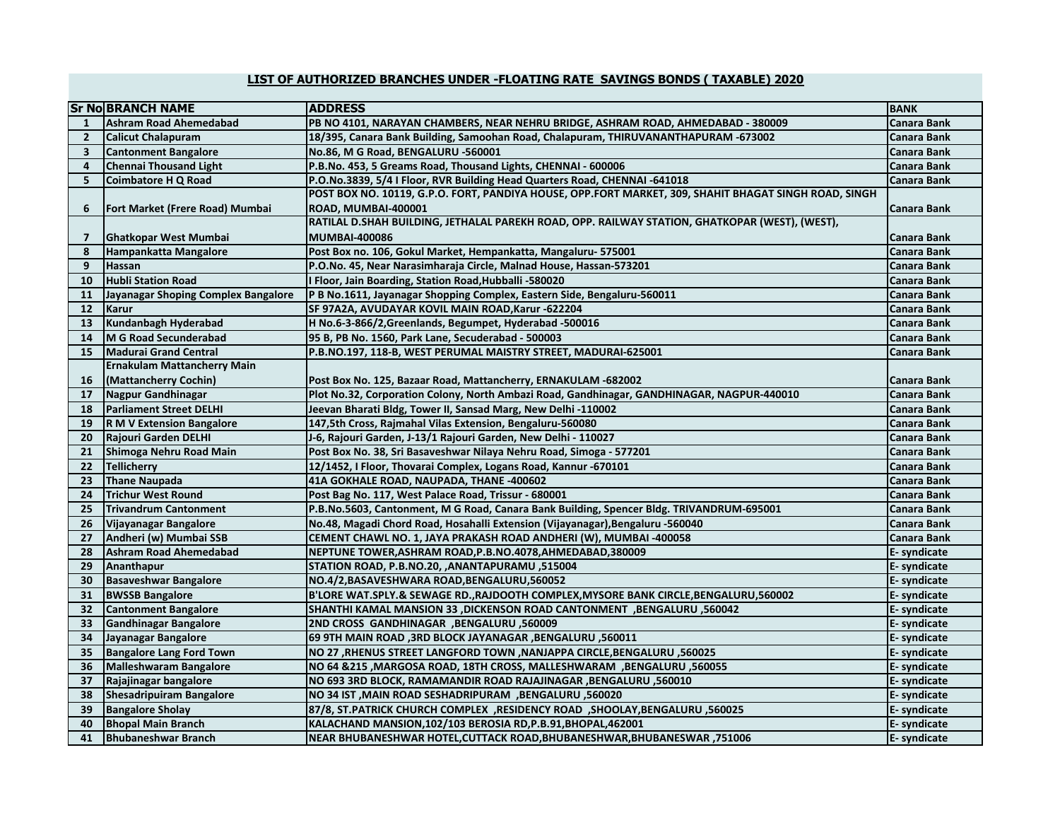## LIST OF AUTHORIZED BRANCHES UNDER -FLOATING RATE SAVINGS BONDS ( TAXABLE) 2020

| Sr No | BRANCH NAME | ADDRESS | BANK |
|---|---|---|---|
| 1 | Ashram Road Ahemedabad | PB NO 4101, NARAYAN CHAMBERS, NEAR NEHRU BRIDGE, ASHRAM ROAD, AHMEDABAD - 380009 | Canara Bank |
| 2 | Calicut Chalapuram | 18/395, Canara Bank Building, Samoohan Road, Chalapuram, THIRUVANANTHAPURAM -673002 | Canara Bank |
| 3 | Cantonment Bangalore | No.86, M G Road, BENGALURU -560001 | Canara Bank |
| 4 | Chennai Thousand Light | P.B.No. 453, 5 Greams Road, Thousand Lights, CHENNAI - 600006 | Canara Bank |
| 5 | Coimbatore H Q Road | P.O.No.3839, 5/4 I Floor, RVR Building Head Quarters Road, CHENNAI -641018 | Canara Bank |
| 6 | Fort Market (Frere Road) Mumbai | POST BOX NO. 10119, G.P.O. FORT, PANDIYA HOUSE, OPP.FORT MARKET, 309, SHAHIT BHAGAT SINGH ROAD, SINGH ROAD, MUMBAI-400001 | Canara Bank |
| 7 | Ghatkopar West Mumbai | RATILAL D.SHAH BUILDING, JETHALAL PAREKH ROAD, OPP. RAILWAY STATION, GHATKOPAR (WEST), (WEST), MUMBAI-400086 | Canara Bank |
| 8 | Hampankatta Mangalore | Post Box no. 106, Gokul Market, Hempankatta, Mangaluru- 575001 | Canara Bank |
| 9 | Hassan | P.O.No. 45, Near Narasimharaja Circle, Malnad House, Hassan-573201 | Canara Bank |
| 10 | Hubli Station Road | I Floor, Jain Boarding, Station Road,Hubballi -580020 | Canara Bank |
| 11 | Jayanagar Shoping Complex Bangalore | P B No.1611, Jayanagar Shopping Complex, Eastern Side, Bengaluru-560011 | Canara Bank |
| 12 | Karur | SF 97A2A, AVUDAYAR KOVIL MAIN ROAD,Karur -622204 | Canara Bank |
| 13 | Kundanbagh Hyderabad | H No.6-3-866/2,Greenlands, Begumpet, Hyderabad -500016 | Canara Bank |
| 14 | M G Road Secunderabad | 95 B, PB No. 1560, Park Lane, Secuderabad - 500003 | Canara Bank |
| 15 | Madurai Grand Central | P.B.NO.197, 118-B, WEST PERUMAL MAISTRY STREET, MADURAI-625001 | Canara Bank |
| 16 | Ernakulam Mattancherry Main (Mattancherry Cochin) | Post Box No. 125, Bazaar Road, Mattancherry, ERNAKULAM -682002 | Canara Bank |
| 17 | Nagpur Gandhinagar | Plot No.32, Corporation Colony, North Ambazi Road, Gandhinagar, GANDHINAGAR, NAGPUR-440010 | Canara Bank |
| 18 | Parliament Street DELHI | Jeevan Bharati Bldg, Tower II, Sansad Marg, New Delhi -110002 | Canara Bank |
| 19 | R M V Extension Bangalore | 147,5th Cross, Rajmahal Vilas Extension, Bengaluru-560080 | Canara Bank |
| 20 | Rajouri Garden DELHI | J-6, Rajouri Garden, J-13/1 Rajouri Garden, New Delhi - 110027 | Canara Bank |
| 21 | Shimoga Nehru Road Main | Post Box No. 38, Sri Basaveshwar Nilaya Nehru Road, Simoga - 577201 | Canara Bank |
| 22 | Tellicherry | 12/1452, I Floor, Thovarai Complex, Logans Road, Kannur -670101 | Canara Bank |
| 23 | Thane Naupada | 41A GOKHALE ROAD, NAUPADA, THANE -400602 | Canara Bank |
| 24 | Trichur West Round | Post Bag No. 117, West Palace Road, Trissur - 680001 | Canara Bank |
| 25 | Trivandrum Cantonment | P.B.No.5603, Cantonment, M G Road, Canara Bank Building, Spencer Bldg. TRIVANDRUM-695001 | Canara Bank |
| 26 | Vijayanagar Bangalore | No.48, Magadi Chord Road, Hosahalli Extension (Vijayanagar),Bengaluru -560040 | Canara Bank |
| 27 | Andheri (w) Mumbai SSB | CEMENT CHAWL NO. 1, JAYA PRAKASH ROAD ANDHERI (W), MUMBAI -400058 | Canara Bank |
| 28 | Ashram Road Ahemedabad | NEPTUNE TOWER,ASHRAM ROAD,P.B.NO.4078,AHMEDABAD,380009 | E- syndicate |
| 29 | Ananthapur | STATION ROAD, P.B.NO.20, ,ANANTAPURAMU ,515004 | E- syndicate |
| 30 | Basaveshwar Bangalore | NO.4/2,BASAVESHWARA ROAD,BENGALURU,560052 | E- syndicate |
| 31 | BWSSB Bangalore | B'LORE WAT.SPLY.& SEWAGE RD.,RAJDOOTH COMPLEX,MYSORE BANK CIRCLE,BENGALURU,560002 | E- syndicate |
| 32 | Cantonment Bangalore | SHANTHI KAMAL MANSION 33 ,DICKENSON ROAD CANTONMENT ,BENGALURU ,560042 | E- syndicate |
| 33 | Gandhinagar Bangalore | 2ND CROSS GANDHINAGAR ,BENGALURU ,560009 | E- syndicate |
| 34 | Jayanagar Bangalore | 69 9TH MAIN ROAD ,3RD BLOCK JAYANAGAR ,BENGALURU ,560011 | E- syndicate |
| 35 | Bangalore Lang Ford Town | NO 27 ,RHENUS STREET LANGFORD TOWN ,NANJAPPA CIRCLE,BENGALURU ,560025 | E- syndicate |
| 36 | Malleshwaram Bangalore | NO 64 &215 ,MARGOSA ROAD, 18TH CROSS, MALLESHWARAM ,BENGALURU ,560055 | E- syndicate |
| 37 | Rajajinagar bangalore | NO 693 3RD BLOCK, RAMAMANDIR ROAD RAJAJINAGAR ,BENGALURU ,560010 | E- syndicate |
| 38 | Shesadripuiram Bangalore | NO 34 IST ,MAIN ROAD SESHADRIPURAM ,BENGALURU ,560020 | E- syndicate |
| 39 | Bangalore Sholay | 87/8, ST.PATRICK CHURCH COMPLEX ,RESIDENCY ROAD ,SHOOLAY,BENGALURU ,560025 | E- syndicate |
| 40 | Bhopal Main Branch | KALACHAND MANSION,102/103 BEROSIA RD,P.B.91,BHOPAL,462001 | E- syndicate |
| 41 | Bhubaneshwar Branch | NEAR BHUBANESHWAR HOTEL,CUTTACK ROAD,BHUBANESHWAR,BHUBANESWAR ,751006 | E- syndicate |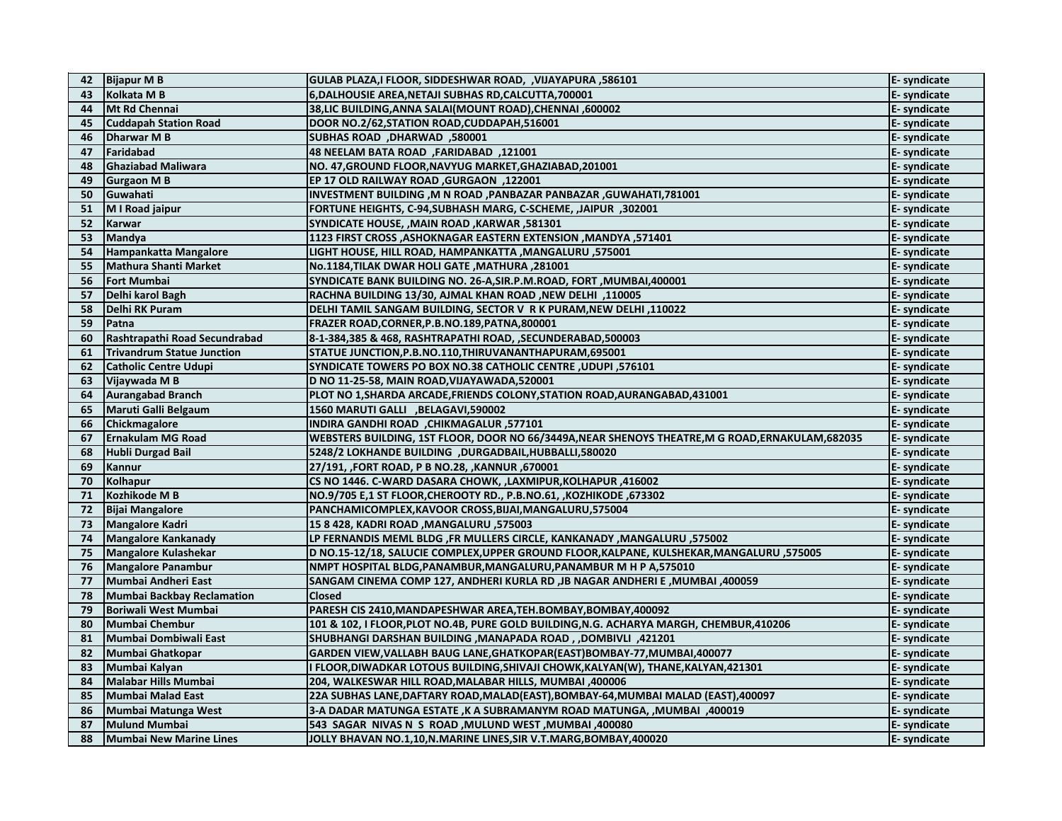| 42 | Bijapur M B | GULAB PLAZA,I FLOOR, SIDDESHWAR ROAD, ,VIJAYAPURA ,586101 | E- syndicate |
|---|---|---|---|
| 43 | Kolkata M B | 6,DALHOUSIE AREA,NETAJI SUBHAS RD,CALCUTTA,700001 | E- syndicate |
| 44 | Mt Rd Chennai | 38,LIC BUILDING,ANNA SALAI(MOUNT ROAD),CHENNAI ,600002 | E- syndicate |
| 45 | Cuddapah Station Road | DOOR NO.2/62,STATION ROAD,CUDDAPAH,516001 | E- syndicate |
| 46 | Dharwar M B | SUBHAS ROAD ,DHARWAD ,580001 | E- syndicate |
| 47 | Faridabad | 48 NEELAM BATA ROAD ,FARIDABAD ,121001 | E- syndicate |
| 48 | Ghaziabad Maliwara | NO. 47,GROUND FLOOR,NAVYUG MARKET,GHAZIABAD,201001 | E- syndicate |
| 49 | Gurgaon M B | EP 17 OLD RAILWAY ROAD ,GURGAON ,122001 | E- syndicate |
| 50 | Guwahati | INVESTMENT BUILDING ,M N ROAD ,PANBAZAR PANBAZAR ,GUWAHATI,781001 | E- syndicate |
| 51 | M I Road jaipur | FORTUNE HEIGHTS, C-94,SUBHASH MARG, C-SCHEME, ,JAIPUR ,302001 | E- syndicate |
| 52 | Karwar | SYNDICATE HOUSE, ,MAIN ROAD ,KARWAR ,581301 | E- syndicate |
| 53 | Mandya | 1123 FIRST CROSS ,ASHOKNAGAR EASTERN EXTENSION ,MANDYA ,571401 | E- syndicate |
| 54 | Hampankatta Mangalore | LIGHT HOUSE, HILL ROAD, HAMPANKATTA ,MANGALURU ,575001 | E- syndicate |
| 55 | Mathura Shanti Market | No.1184,TILAK DWAR HOLI GATE ,MATHURA ,281001 | E- syndicate |
| 56 | Fort Mumbai | SYNDICATE BANK BUILDING NO. 26-A,SIR.P.M.ROAD, FORT ,MUMBAI,400001 | E- syndicate |
| 57 | Delhi karol Bagh | RACHNA BUILDING 13/30, AJMAL KHAN ROAD ,NEW DELHI ,110005 | E- syndicate |
| 58 | Delhi RK Puram | DELHI TAMIL SANGAM BUILDING, SECTOR V R K PURAM,NEW DELHI ,110022 | E- syndicate |
| 59 | Patna | FRAZER ROAD,CORNER,P.B.NO.189,PATNA,800001 | E- syndicate |
| 60 | Rashtrapathi Road Secundrabad | 8-1-384,385 & 468, RASHTRAPATHI ROAD, ,SECUNDERABAD,500003 | E- syndicate |
| 61 | Trivandrum Statue Junction | STATUE JUNCTION,P.B.NO.110,THIRUVANANTHAPURAM,695001 | E- syndicate |
| 62 | Catholic Centre Udupi | SYNDICATE TOWERS PO BOX NO.38 CATHOLIC CENTRE ,UDUPI ,576101 | E- syndicate |
| 63 | Vijaywada M B | D NO 11-25-58, MAIN ROAD,VIJAYAWADA,520001 | E- syndicate |
| 64 | Aurangabad Branch | PLOT NO 1,SHARDA ARCADE,FRIENDS COLONY,STATION ROAD,AURANGABAD,431001 | E- syndicate |
| 65 | Maruti Galli Belgaum | 1560 MARUTI GALLI ,BELAGAVI,590002 | E- syndicate |
| 66 | Chickmagalore | INDIRA GANDHI ROAD ,CHIKMAGALUR ,577101 | E- syndicate |
| 67 | Ernakulam MG Road | WEBSTERS BUILDING, 1ST FLOOR, DOOR NO 66/3449A,NEAR SHENOYS THEATRE,M G ROAD,ERNAKULAM,682035 | E- syndicate |
| 68 | Hubli Durgad Bail | 5248/2 LOKHANDE BUILDING ,DURGADBAIL,HUBBALLI,580020 | E- syndicate |
| 69 | Kannur | 27/191, ,FORT ROAD, P B NO.28, ,KANNUR ,670001 | E- syndicate |
| 70 | Kolhapur | CS NO 1446. C-WARD DASARA CHOWK, ,LAXMIPUR,KOLHAPUR ,416002 | E- syndicate |
| 71 | Kozhikode M B | NO.9/705 E,1 ST FLOOR,CHEROOTY RD., P.B.NO.61, ,KOZHIKODE ,673302 | E- syndicate |
| 72 | Bijai Mangalore | PANCHAMICOMPLEX,KAVOOR CROSS,BIJAI,MANGALURU,575004 | E- syndicate |
| 73 | Mangalore Kadri | 15 8 428, KADRI ROAD ,MANGALURU ,575003 | E- syndicate |
| 74 | Mangalore Kankanady | LP FERNANDIS MEML BLDG ,FR MULLERS CIRCLE, KANKANADY ,MANGALURU ,575002 | E- syndicate |
| 75 | Mangalore Kulashekar | D NO.15-12/18, SALUCIE COMPLEX,UPPER GROUND FLOOR,KALPANE, KULSHEKAR,MANGALURU ,575005 | E- syndicate |
| 76 | Mangalore Panambur | NMPT HOSPITAL BLDG,PANAMBUR,MANGALURU,PANAMBUR M H P A,575010 | E- syndicate |
| 77 | Mumbai Andheri East | SANGAM CINEMA COMP 127, ANDHERI KURLA RD ,JB NAGAR ANDHERI E ,MUMBAI ,400059 | E- syndicate |
| 78 | Mumbai Backbay Reclamation | Closed | E- syndicate |
| 79 | Boriwali West Mumbai | PARESH CIS 2410,MANDAPESHWAR AREA,TEH.BOMBAY,BOMBAY,400092 | E- syndicate |
| 80 | Mumbai Chembur | 101 & 102, I FLOOR,PLOT NO.4B, PURE GOLD BUILDING,N.G. ACHARYA MARGH, CHEMBUR,410206 | E- syndicate |
| 81 | Mumbai Dombiwali East | SHUBHANGI DARSHAN BUILDING ,MANAPADA ROAD , ,DOMBIVLI ,421201 | E- syndicate |
| 82 | Mumbai Ghatkopar | GARDEN VIEW,VALLABH BAUG LANE,GHATKOPAR(EAST)BOMBAY-77,MUMBAI,400077 | E- syndicate |
| 83 | Mumbai Kalyan | I FLOOR,DIWADKAR LOTOUS BUILDING,SHIVAJI CHOWK,KALYAN(W), THANE,KALYAN,421301 | E- syndicate |
| 84 | Malabar Hills Mumbai | 204, WALKESWAR HILL ROAD,MALABAR HILLS, MUMBAI ,400006 | E- syndicate |
| 85 | Mumbai Malad East | 22A SUBHAS LANE,DAFTARY ROAD,MALAD(EAST),BOMBAY-64,MUMBAI MALAD (EAST),400097 | E- syndicate |
| 86 | Mumbai Matunga West | 3-A DADAR MATUNGA ESTATE ,K A SUBRAMANYM ROAD MATUNGA, ,MUMBAI ,400019 | E- syndicate |
| 87 | Mulund Mumbai | 543 SAGAR NIVAS N S ROAD ,MULUND WEST ,MUMBAI ,400080 | E- syndicate |
| 88 | Mumbai New Marine Lines | JOLLY BHAVAN NO.1,10,N.MARINE LINES,SIR V.T.MARG,BOMBAY,400020 | E- syndicate |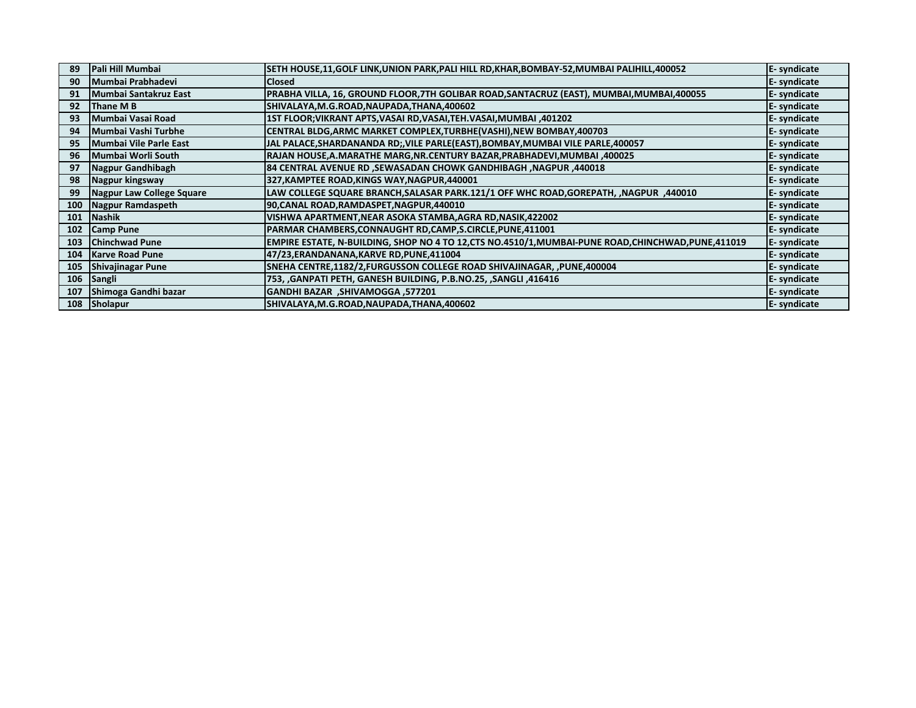| | | | |
|---|---|---|---|
| 89 | Pali Hill Mumbai | SETH HOUSE,11,GOLF LINK,UNION PARK,PALI HILL RD,KHAR,BOMBAY-52,MUMBAI PALIHILL,400052 | E- syndicate |
| 90 | Mumbai Prabhadevi | Closed | E- syndicate |
| 91 | Mumbai Santakruz East | PRABHA VILLA, 16, GROUND FLOOR,7TH GOLIBAR ROAD,SANTACRUZ (EAST), MUMBAI,MUMBAI,400055 | E- syndicate |
| 92 | Thane M B | SHIVALAYA,M.G.ROAD,NAUPADA,THANA,400602 | E- syndicate |
| 93 | Mumbai Vasai Road | 1ST FLOOR;VIKRANT APTS,VASAI RD,VASAI,TEH.VASAI,MUMBAI ,401202 | E- syndicate |
| 94 | Mumbai Vashi Turbhe | CENTRAL BLDG,ARMC MARKET COMPLEX,TURBHE(VASHI),NEW BOMBAY,400703 | E- syndicate |
| 95 | Mumbai Vile Parle East | JAL PALACE,SHARDANANDA RD;,VILE PARLE(EAST),BOMBAY,MUMBAI VILE PARLE,400057 | E- syndicate |
| 96 | Mumbai Worli South | RAJAN HOUSE,A.MARATHE MARG,NR.CENTURY BAZAR,PRABHADEVI,MUMBAI ,400025 | E- syndicate |
| 97 | Nagpur Gandhibagh | 84 CENTRAL AVENUE RD ,SEWASADAN CHOWK GANDHIBAGH ,NAGPUR ,440018 | E- syndicate |
| 98 | Nagpur kingsway | 327,KAMPTEE ROAD,KINGS WAY,NAGPUR,440001 | E- syndicate |
| 99 | Nagpur Law College Square | LAW COLLEGE SQUARE BRANCH,SALASAR PARK.121/1 OFF WHC ROAD,GOREPATH, ,NAGPUR ,440010 | E- syndicate |
| 100 | Nagpur Ramdaspeth | 90,CANAL ROAD,RAMDASPET,NAGPUR,440010 | E- syndicate |
| 101 | Nashik | VISHWA APARTMENT,NEAR ASOKA STAMBA,AGRA RD,NASIK,422002 | E- syndicate |
| 102 | Camp Pune | PARMAR CHAMBERS,CONNAUGHT RD,CAMP,S.CIRCLE,PUNE,411001 | E- syndicate |
| 103 | Chinchwad Pune | EMPIRE ESTATE, N-BUILDING, SHOP NO 4 TO 12,CTS NO.4510/1,MUMBAI-PUNE ROAD,CHINCHWAD,PUNE,411019 | E- syndicate |
| 104 | Karve Road Pune | 47/23,ERANDANANA,KARVE RD,PUNE,411004 | E- syndicate |
| 105 | Shivajinagar Pune | SNEHA CENTRE,1182/2,FURGUSSON COLLEGE ROAD SHIVAJINAGAR, ,PUNE,400004 | E- syndicate |
| 106 | Sangli | 753, ,GANPATI PETH, GANESH BUILDING, P.B.NO.25, ,SANGLI ,416416 | E- syndicate |
| 107 | Shimoga Gandhi bazar | GANDHI BAZAR ,SHIVAMOGGA ,577201 | E- syndicate |
| 108 | Sholapur | SHIVALAYA,M.G.ROAD,NAUPADA,THANA,400602 | E- syndicate |